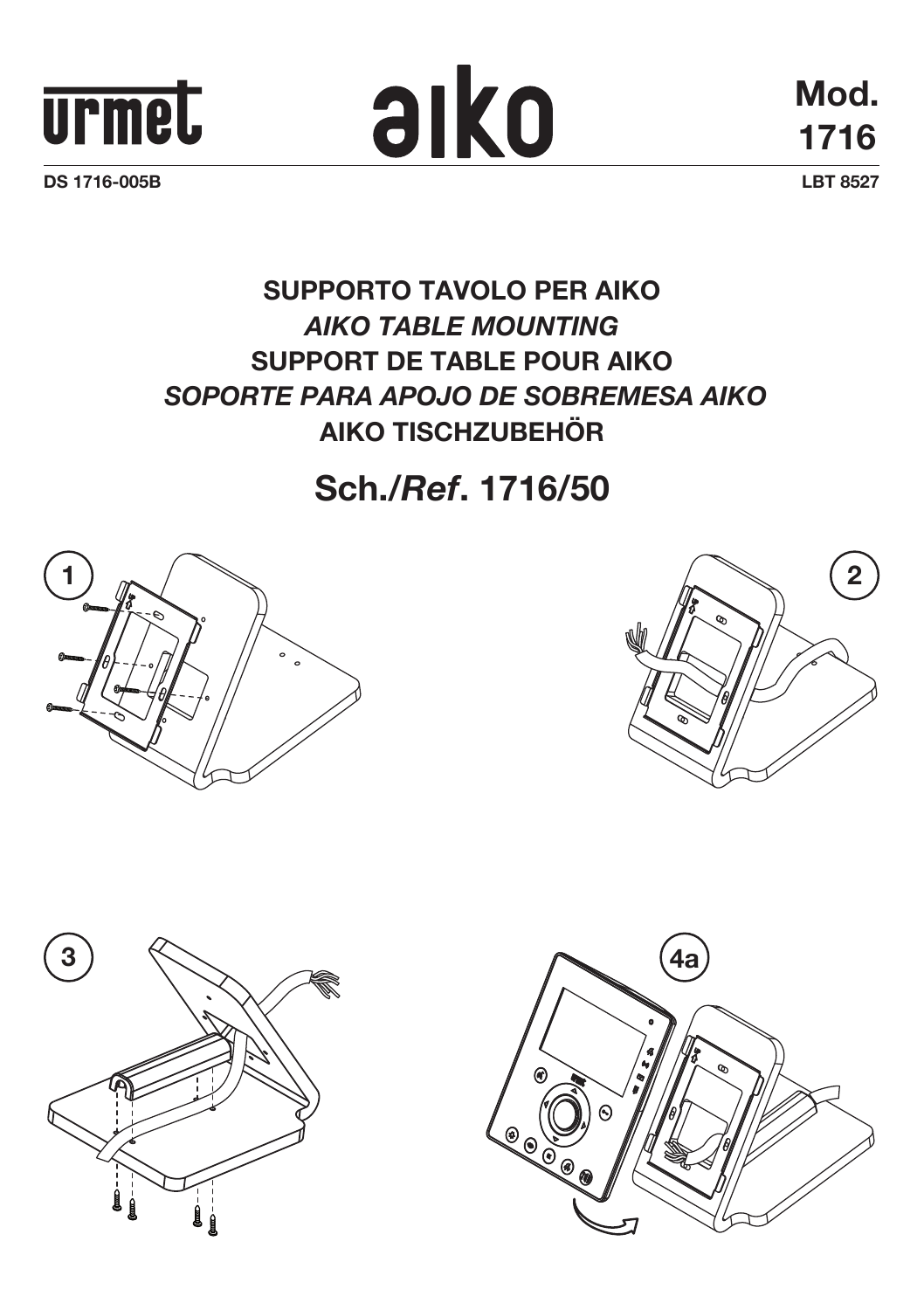urmet

aiko

Mod. 1716

DS 1716-005B

LBT 8527

# SUPPORTO TAVOLO PER AIKO
## *AIKO TABLE MOUNTING*
## SUPPORT DE TABLE POUR AIKO
## *SOPORTE PARA APOJO DE SOBREMESA AIKO*
## AIKO TISCHZUBEHÖR

## Sch./*Ref*. 1716/50

1

2

3

4a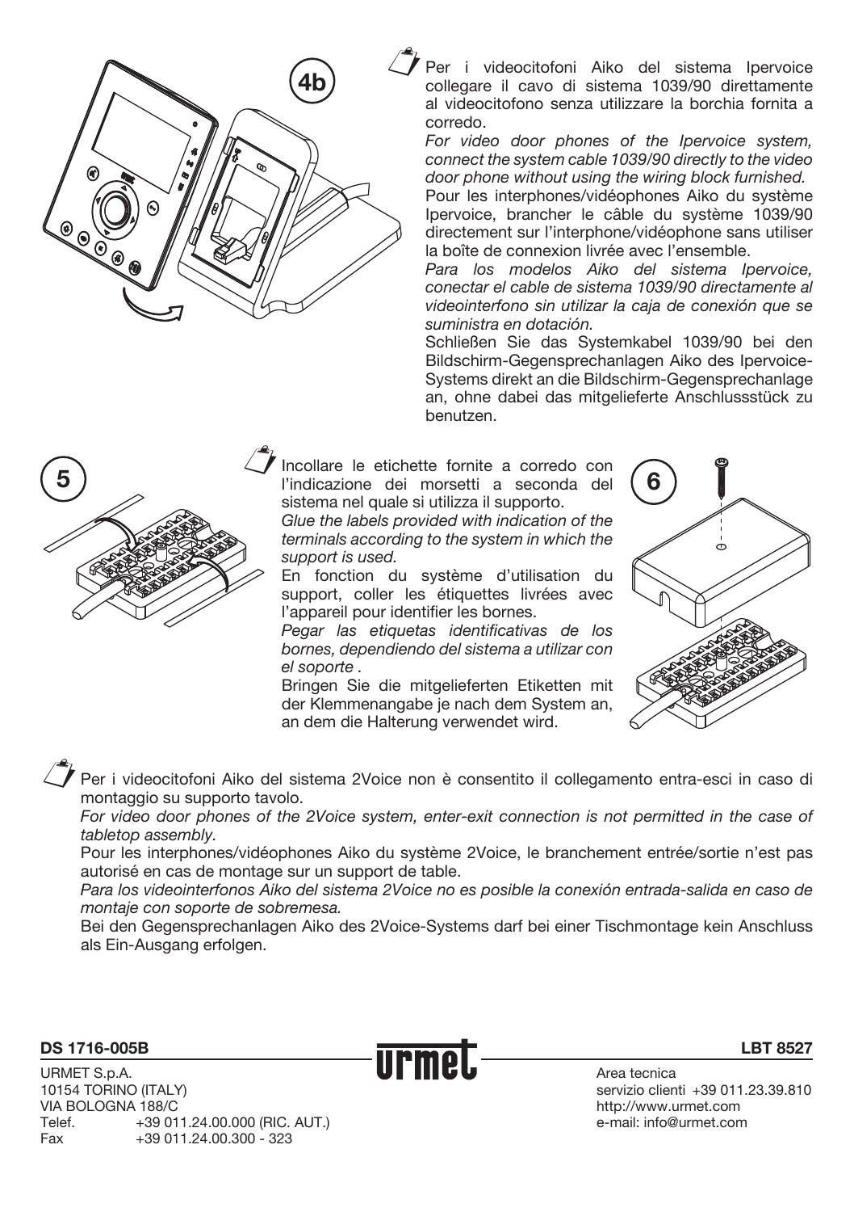4b

Per i videocitofoni Aiko del sistema Ipervoice collegare il cavo di sistema 1039/90 direttamente al videocitofono senza utilizzare la borchia fornita a corredo.

*For video door phones of the Ipervoice system, connect the system cable 1039/90 directly to the video door phone without using the wiring block furnished.*

Pour les interphones/vidéophones Aiko du système Ipervoice, brancher le câble du système 1039/90 directement sur l'interphone/vidéophone sans utiliser la boîte de connexion livrée avec l'ensemble.

*Para los modelos Aiko del sistema Ipervoice, conectar el cable de sistema 1039/90 directamente al videointerfono sin utilizar la caja de conexión que se suministra en dotación.*

Schließen Sie das Systemkabel 1039/90 bei den Bildschirm-Gegensprechanlagen Aiko des Ipervoice-Systems direkt an die Bildschirm-Gegensprechanlage an, ohne dabei das mitgelieferte Anschlussstück zu benutzen.

5

Incollare le etichette fornite a corredo con l'indicazione dei morsetti a seconda del sistema nel quale si utilizza il supporto.

*Glue the labels provided with indication of the terminals according to the system in which the support is used.*

En fonction du système d'utilisation du support, coller les étiquettes livrées avec l'appareil pour identifier les bornes.

*Pegar las etiquetas identificativas de los bornes, dependiendo del sistema a utilizar con el soporte .*

Bringen Sie die mitgelieferten Etiketten mit der Klemmenangabe je nach dem System an, an dem die Halterung verwendet wird.

6

Per i videocitofoni Aiko del sistema 2Voice non è consentito il collegamento entra-esci in caso di montaggio su supporto tavolo.

*For video door phones of the 2Voice system, enter-exit connection is not permitted in the case of tabletop assembly.*

Pour les interphones/vidéophones Aiko du système 2Voice, le branchement entrée/sortie n'est pas autorisé en cas de montage sur un support de table.

*Para los videointerfonos Aiko del sistema 2Voice no es posible la conexión entrada-salida en caso de montaje con soporte de sobremesa.*

Bei den Gegensprechanlagen Aiko des 2Voice-Systems darf bei einer Tischmontage kein Anschluss als Ein-Ausgang erfolgen.

**DS 1716-005B** urmet **LBT 8527**

URMET S.p.A.
10154 TORINO (ITALY)
VIA BOLOGNA 188/C
Telef. +39 011.24.00.000 (RIC. AUT.)
Fax +39 011.24.00.300 - 323

Area tecnica
servizio clienti +39 011.23.39.810
http://www.urmet.com
e-mail: info@urmet.com